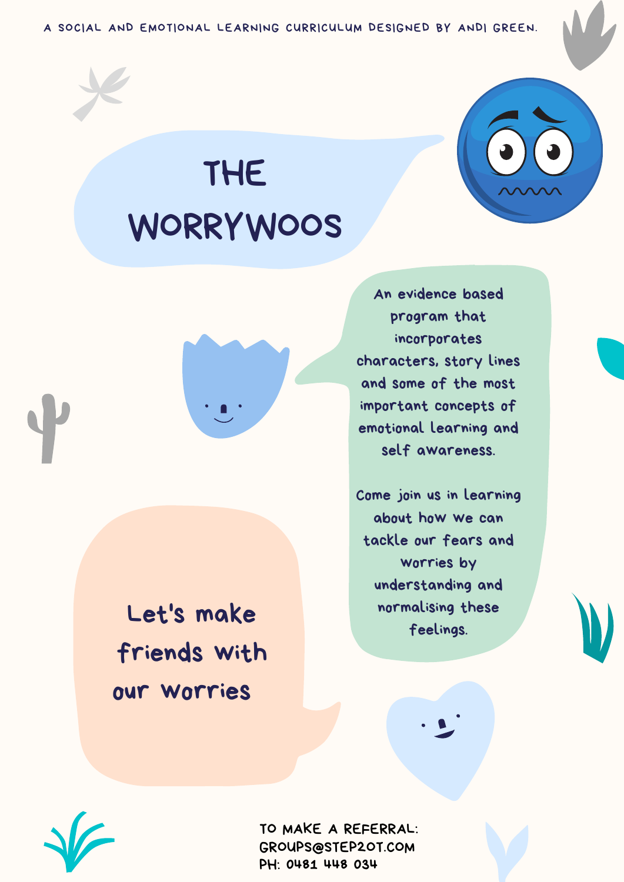A SOCIAL AND EMOTIONAL LEARNING CURRICULUM DESIGNED BY ANDI GREEN.

# THE WORRYWOOS

An evidence based program that incorporates characters, story lines and some of the most important concepts of emotional learning and self awareness.

Come join us in learning about how we can tackle our fears and worries by understanding and normalising these feelings.

## Let's make friends with our worries

TO MAKE A REFERRAL:
GROUPS@STEP2OT.COM
PH: 0481 448 034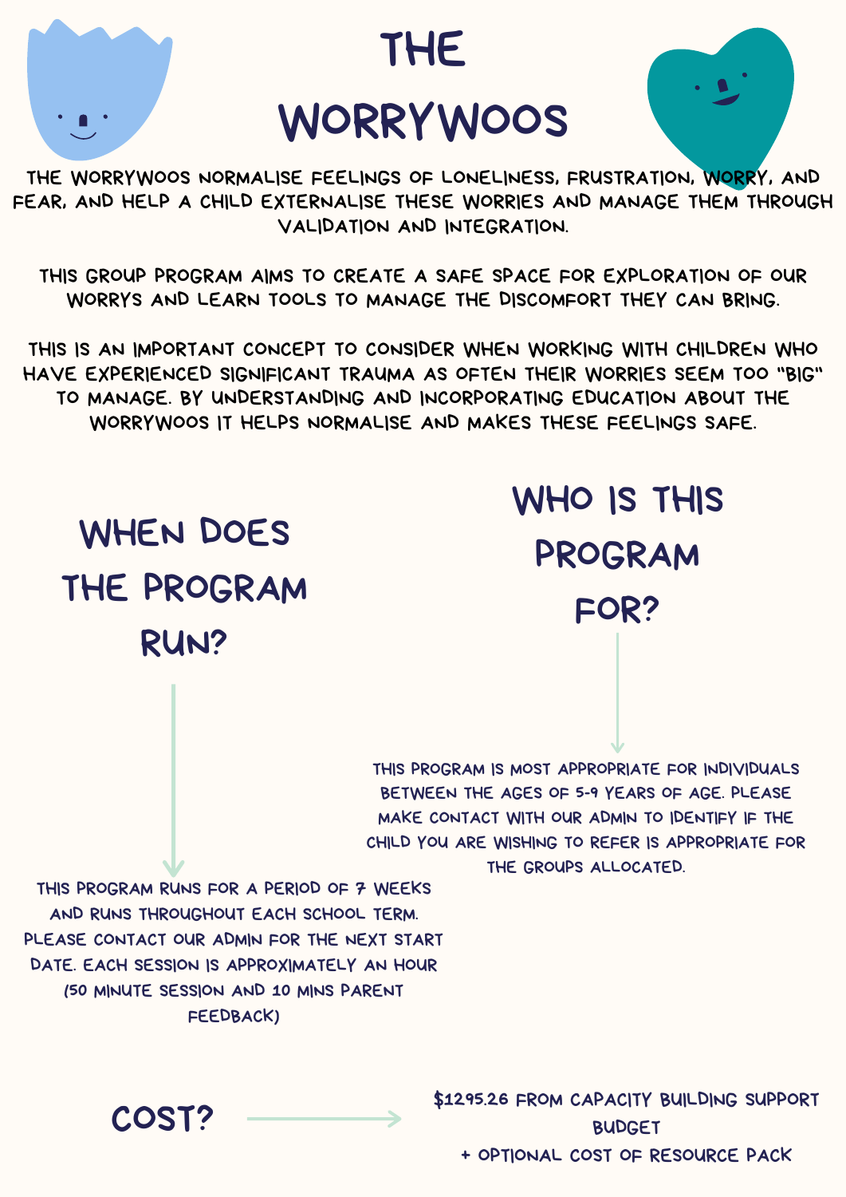# THE WORRYWOOS

THE WORRYWOOS NORMALISE FEELINGS OF LONELINESS, FRUSTRATION, WORRY, AND FEAR, AND HELP A CHILD EXTERNALISE THESE WORRIES AND MANAGE THEM THROUGH VALIDATION AND INTEGRATION.

THIS GROUP PROGRAM AIMS TO CREATE A SAFE SPACE FOR EXPLORATION OF OUR WORRYS AND LEARN TOOLS TO MANAGE THE DISCOMFORT THEY CAN BRING.

THIS IS AN IMPORTANT CONCEPT TO CONSIDER WHEN WORKING WITH CHILDREN WHO HAVE EXPERIENCED SIGNIFICANT TRAUMA AS OFTEN THEIR WORRIES SEEM TOO "BIG" TO MANAGE. BY UNDERSTANDING AND INCORPORATING EDUCATION ABOUT THE WORRYWOOS IT HELPS NORMALISE AND MAKES THESE FEELINGS SAFE.

## WHEN DOES THE PROGRAM RUN?

THIS PROGRAM RUNS FOR A PERIOD OF 7 WEEKS AND RUNS THROUGHOUT EACH SCHOOL TERM. PLEASE CONTACT OUR ADMIN FOR THE NEXT START DATE. EACH SESSION IS APPROXIMATELY AN HOUR (50 MINUTE SESSION AND 10 MINS PARENT FEEDBACK)

## WHO IS THIS PROGRAM FOR?

THIS PROGRAM IS MOST APPROPRIATE FOR INDIVIDUALS BETWEEN THE AGES OF 5-9 YEARS OF AGE. PLEASE MAKE CONTACT WITH OUR ADMIN TO IDENTIFY IF THE CHILD YOU ARE WISHING TO REFER IS APPROPRIATE FOR THE GROUPS ALLOCATED.

## COST?

$1295.26 FROM CAPACITY BUILDING SUPPORT BUDGET
+ OPTIONAL COST OF RESOURCE PACK